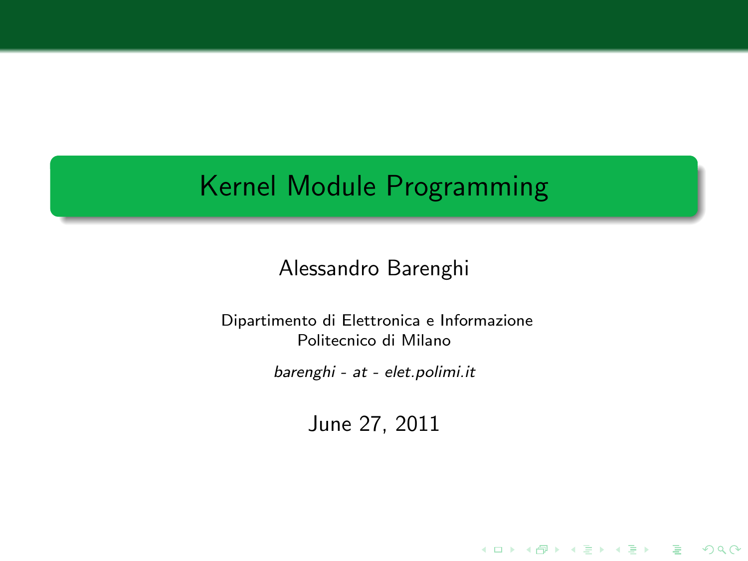# Kernel Module Programming

Alessandro Barenghi

Dipartimento di Elettronica e Informazione
Politecnico di Milano

*barenghi - at - elet.polimi.it*

June 27, 2011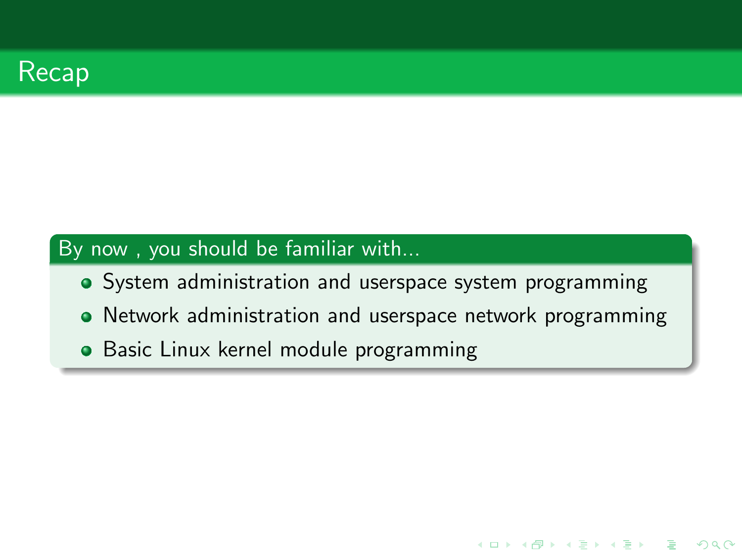# Recap

**By now , you should be familiar with...**

- System administration and userspace system programming
- Network administration and userspace network programming
- Basic Linux kernel module programming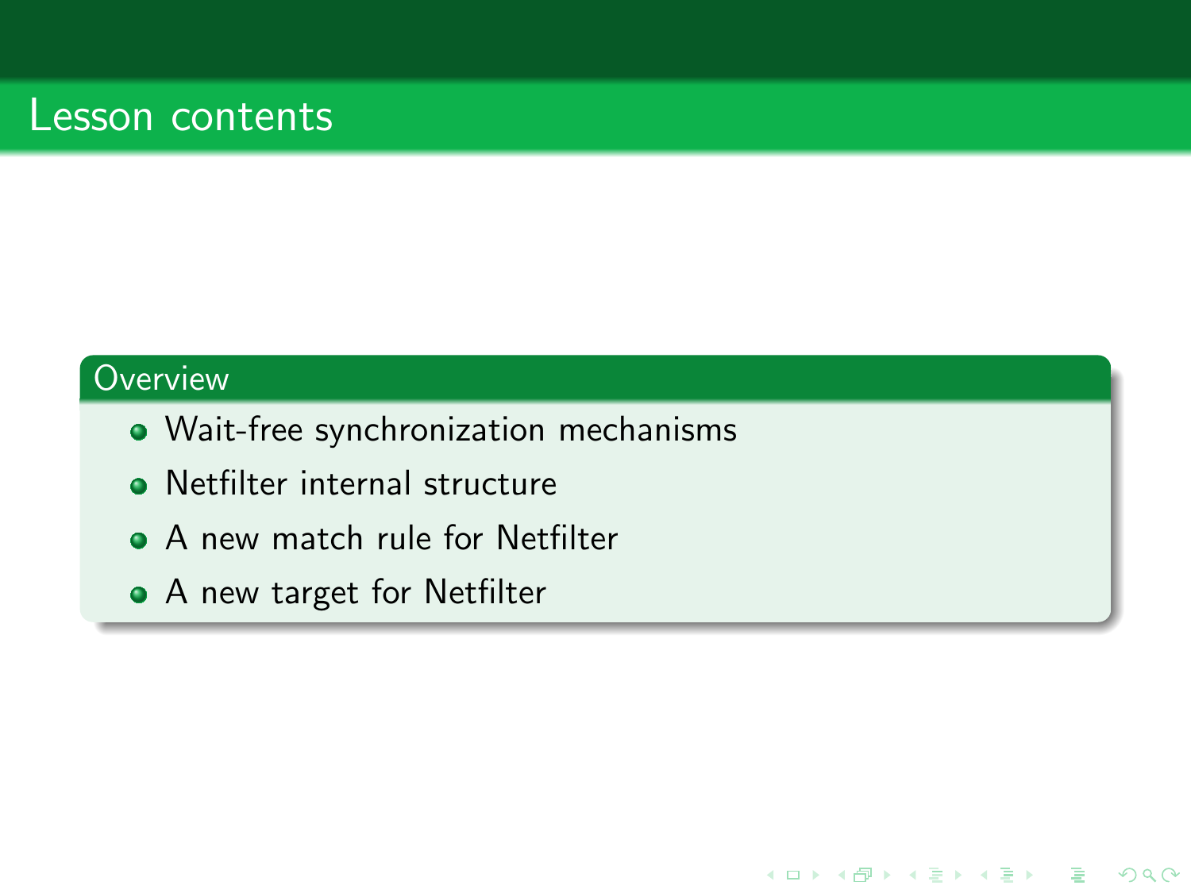# Lesson contents

## Overview

- Wait-free synchronization mechanisms
- Netfilter internal structure
- A new match rule for Netfilter
- A new target for Netfilter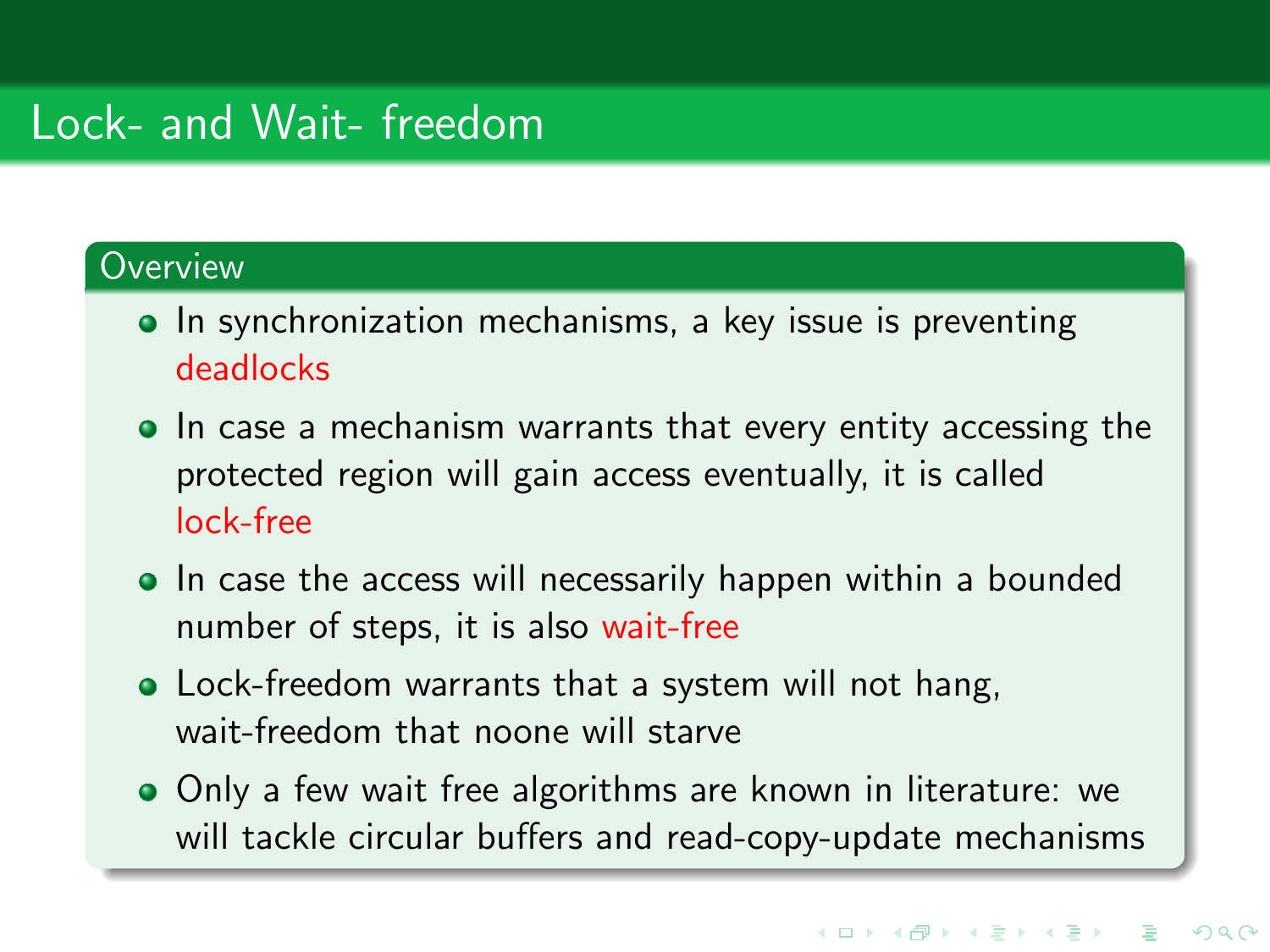# Lock- and Wait- freedom

## Overview

- In synchronization mechanisms, a key issue is preventing deadlocks
- In case a mechanism warrants that every entity accessing the protected region will gain access eventually, it is called lock-free
- In case the access will necessarily happen within a bounded number of steps, it is also wait-free
- Lock-freedom warrants that a system will not hang, wait-freedom that noone will starve
- Only a few wait free algorithms are known in literature: we will tackle circular buffers and read-copy-update mechanisms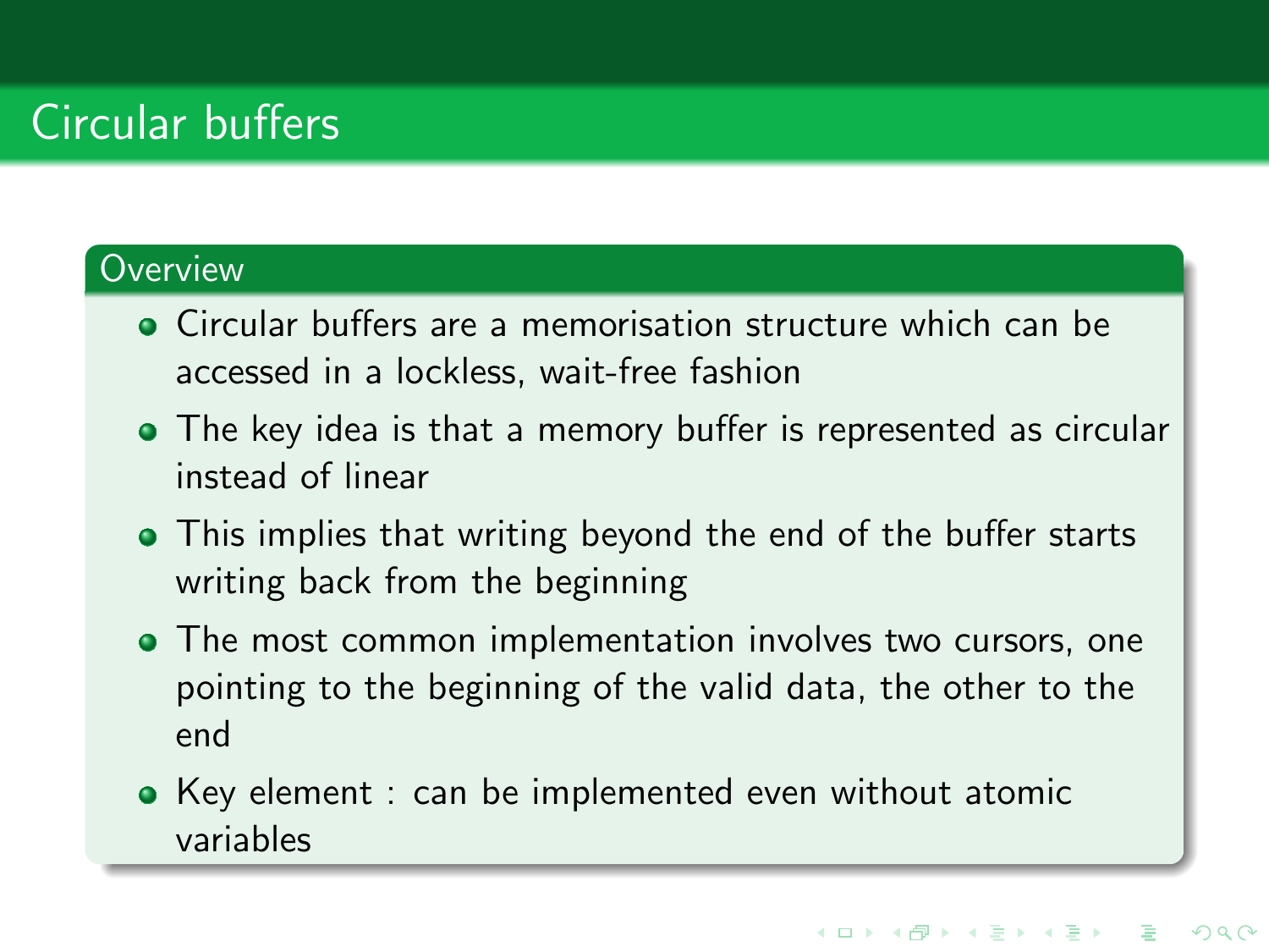# Circular buffers

## Overview

- Circular buffers are a memorisation structure which can be accessed in a lockless, wait-free fashion
- The key idea is that a memory buffer is represented as circular instead of linear
- This implies that writing beyond the end of the buffer starts writing back from the beginning
- The most common implementation involves two cursors, one pointing to the beginning of the valid data, the other to the end
- Key element : can be implemented even without atomic variables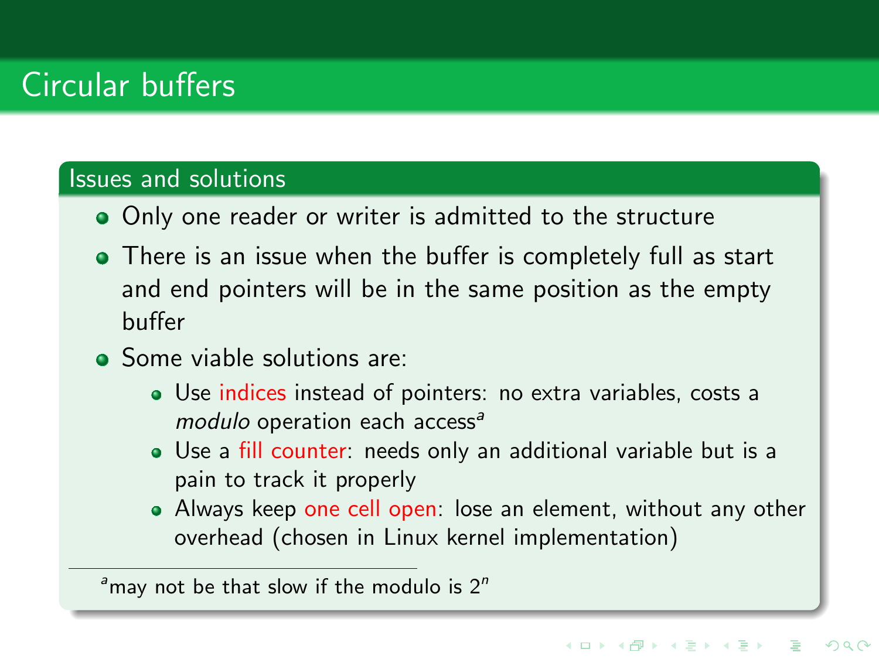# Circular buffers

### Issues and solutions

- Only one reader or writer is admitted to the structure
- There is an issue when the buffer is completely full as start and end pointers will be in the same position as the empty buffer
- Some viable solutions are:
  - Use indices instead of pointers: no extra variables, costs a *modulo* operation each access[a]
  - Use a fill counter: needs only an additional variable but is a pain to track it properly
  - Always keep one cell open: lose an element, without any other overhead (chosen in Linux kernel implementation)

[a] may not be that slow if the modulo is $2^n$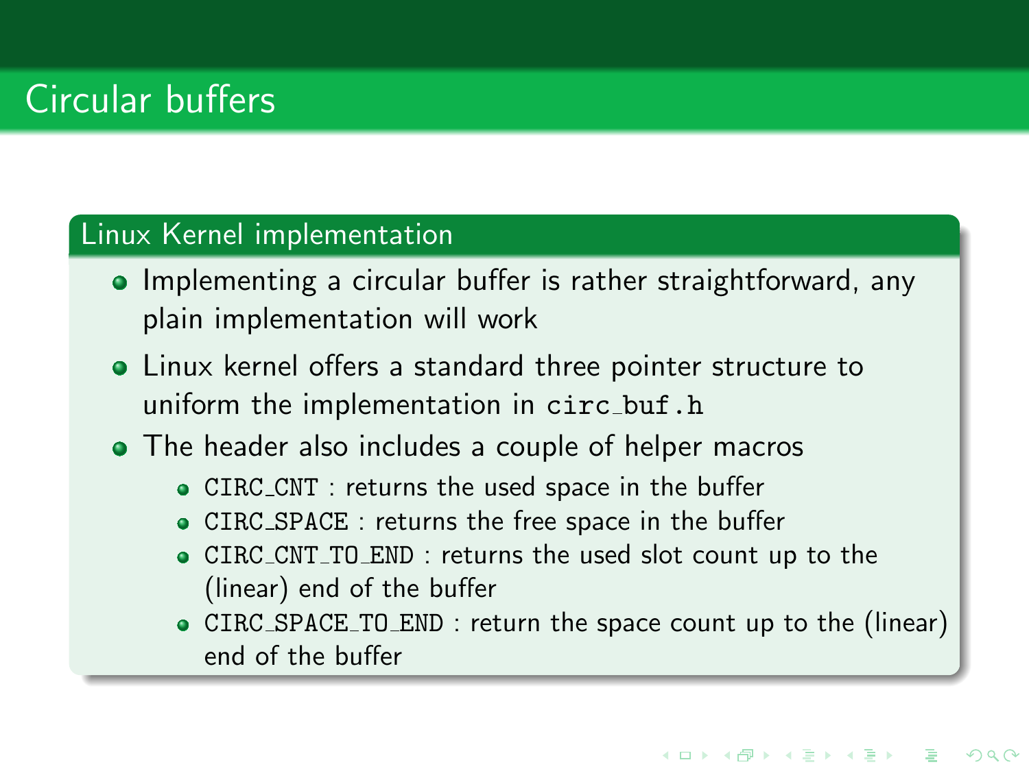# Circular buffers

## Linux Kernel implementation

- Implementing a circular buffer is rather straightforward, any plain implementation will work
- Linux kernel offers a standard three pointer structure to uniform the implementation in `circ_buf.h`
- The header also includes a couple of helper macros
  - `CIRC_CNT` : returns the used space in the buffer
  - `CIRC_SPACE` : returns the free space in the buffer
  - `CIRC_CNT_TO_END` : returns the used slot count up to the (linear) end of the buffer
  - `CIRC_SPACE_TO_END` : return the space count up to the (linear) end of the buffer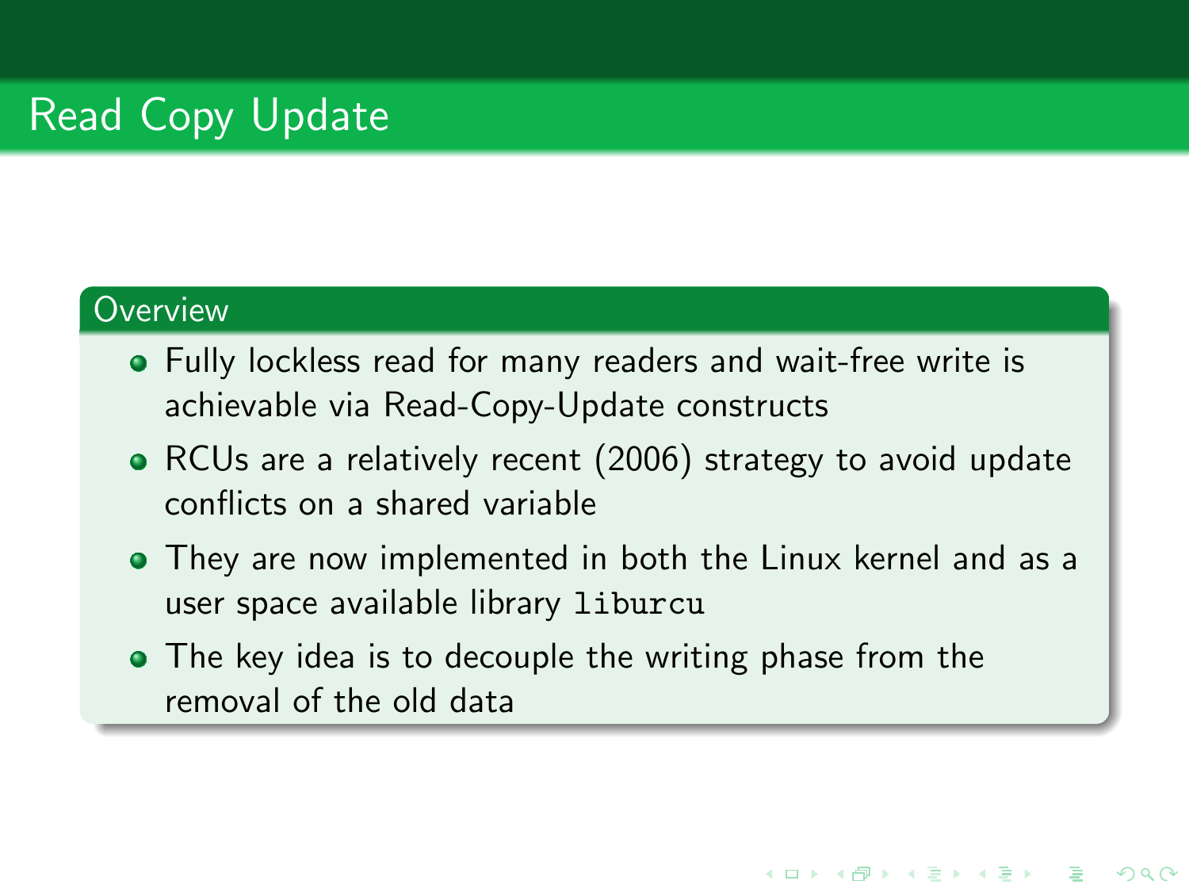# Read Copy Update

### Overview

- Fully lockless read for many readers and wait-free write is achievable via Read-Copy-Update constructs
- RCUs are a relatively recent (2006) strategy to avoid update conflicts on a shared variable
- They are now implemented in both the Linux kernel and as a user space available library `liburcu`
- The key idea is to decouple the writing phase from the removal of the old data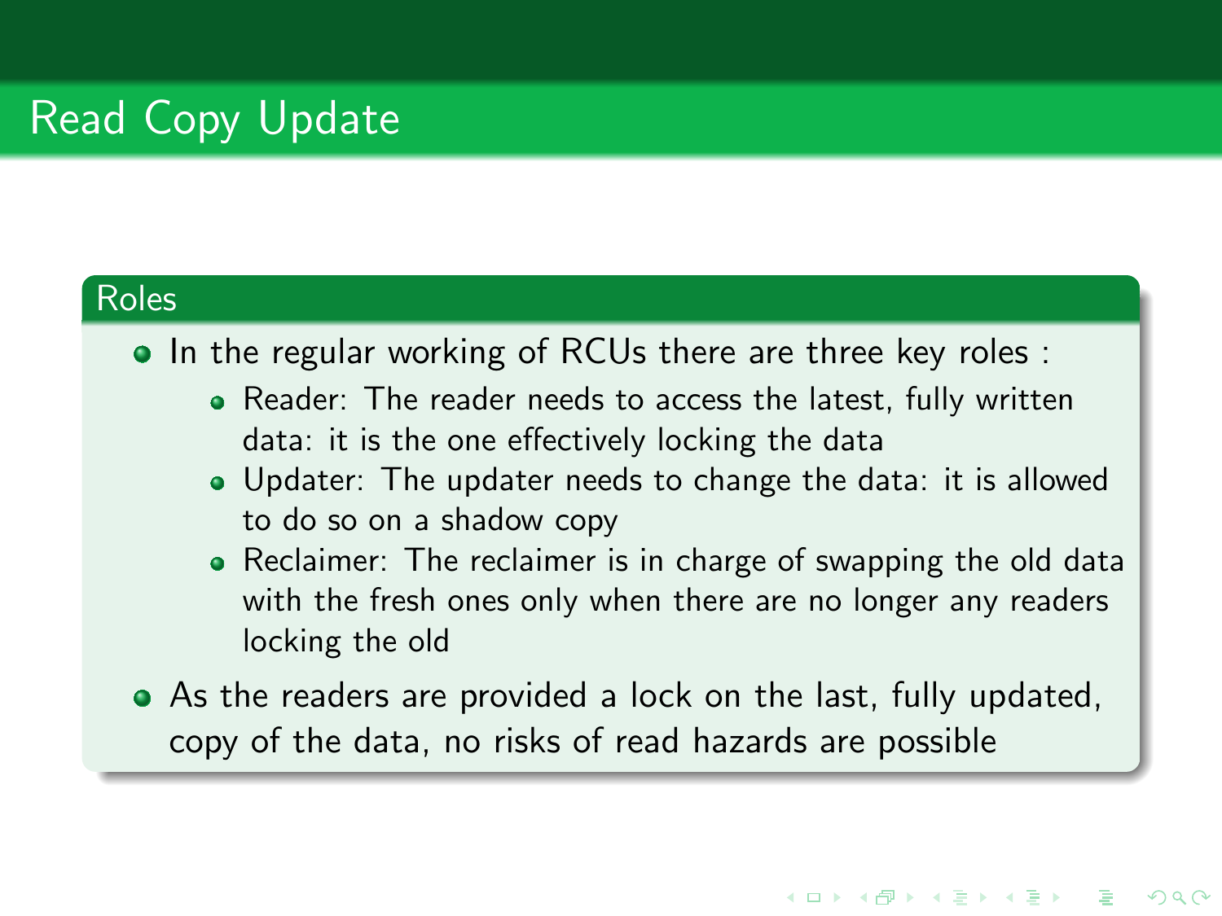# Read Copy Update

## Roles

- In the regular working of RCUs there are three key roles :
  - Reader: The reader needs to access the latest, fully written data: it is the one effectively locking the data
  - Updater: The updater needs to change the data: it is allowed to do so on a shadow copy
  - Reclaimer: The reclaimer is in charge of swapping the old data with the fresh ones only when there are no longer any readers locking the old
- As the readers are provided a lock on the last, fully updated, copy of the data, no risks of read hazards are possible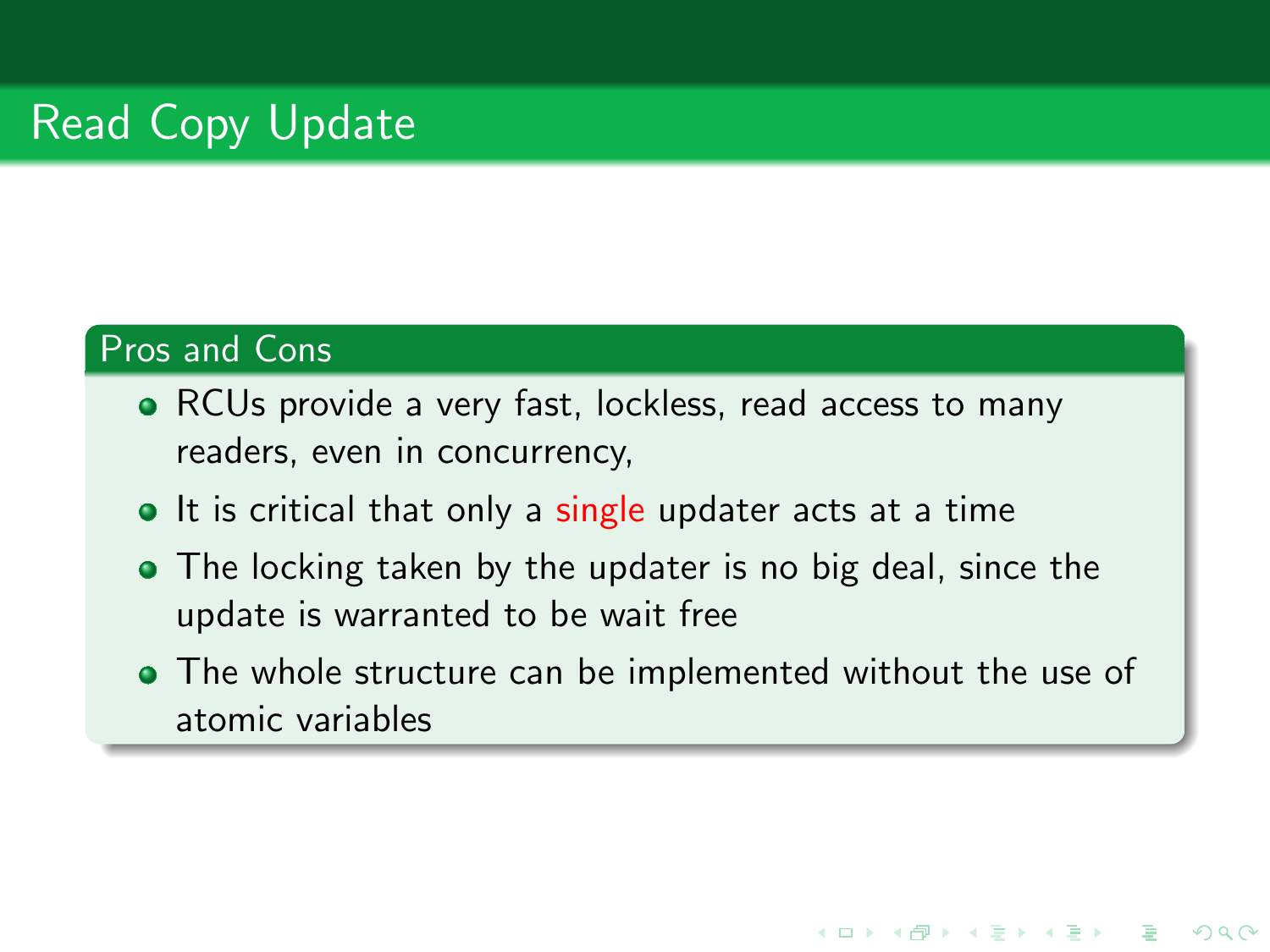# Read Copy Update

## Pros and Cons

- RCUs provide a very fast, lockless, read access to many readers, even in concurrency,
- It is critical that only a single updater acts at a time
- The locking taken by the updater is no big deal, since the update is warranted to be wait free
- The whole structure can be implemented without the use of atomic variables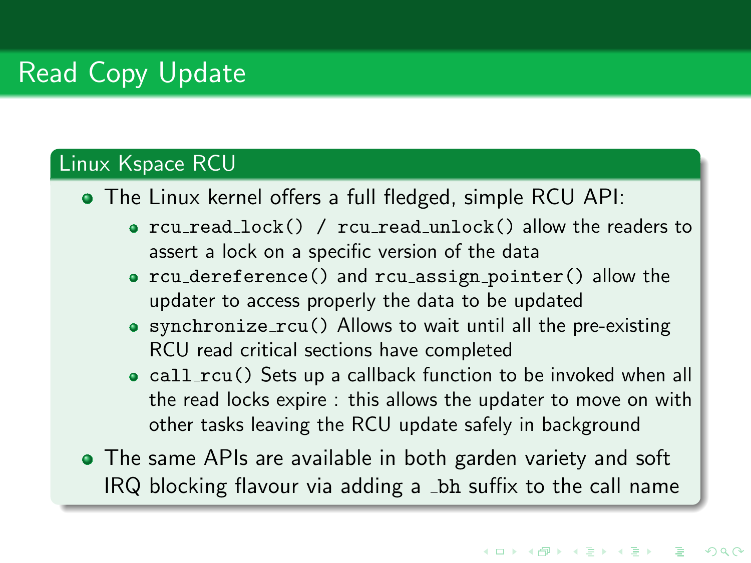# Read Copy Update

## Linux Kspace RCU

- The Linux kernel offers a full fledged, simple RCU API:
  - `rcu_read_lock()` / `rcu_read_unlock()` allow the readers to assert a lock on a specific version of the data
  - `rcu_dereference()` and `rcu_assign_pointer()` allow the updater to access properly the data to be updated
  - `synchronize_rcu()` Allows to wait until all the pre-existing RCU read critical sections have completed
  - `call_rcu()` Sets up a callback function to be invoked when all the read locks expire : this allows the updater to move on with other tasks leaving the RCU update safely in background
- The same APIs are available in both garden variety and soft IRQ blocking flavour via adding a `_bh` suffix to the call name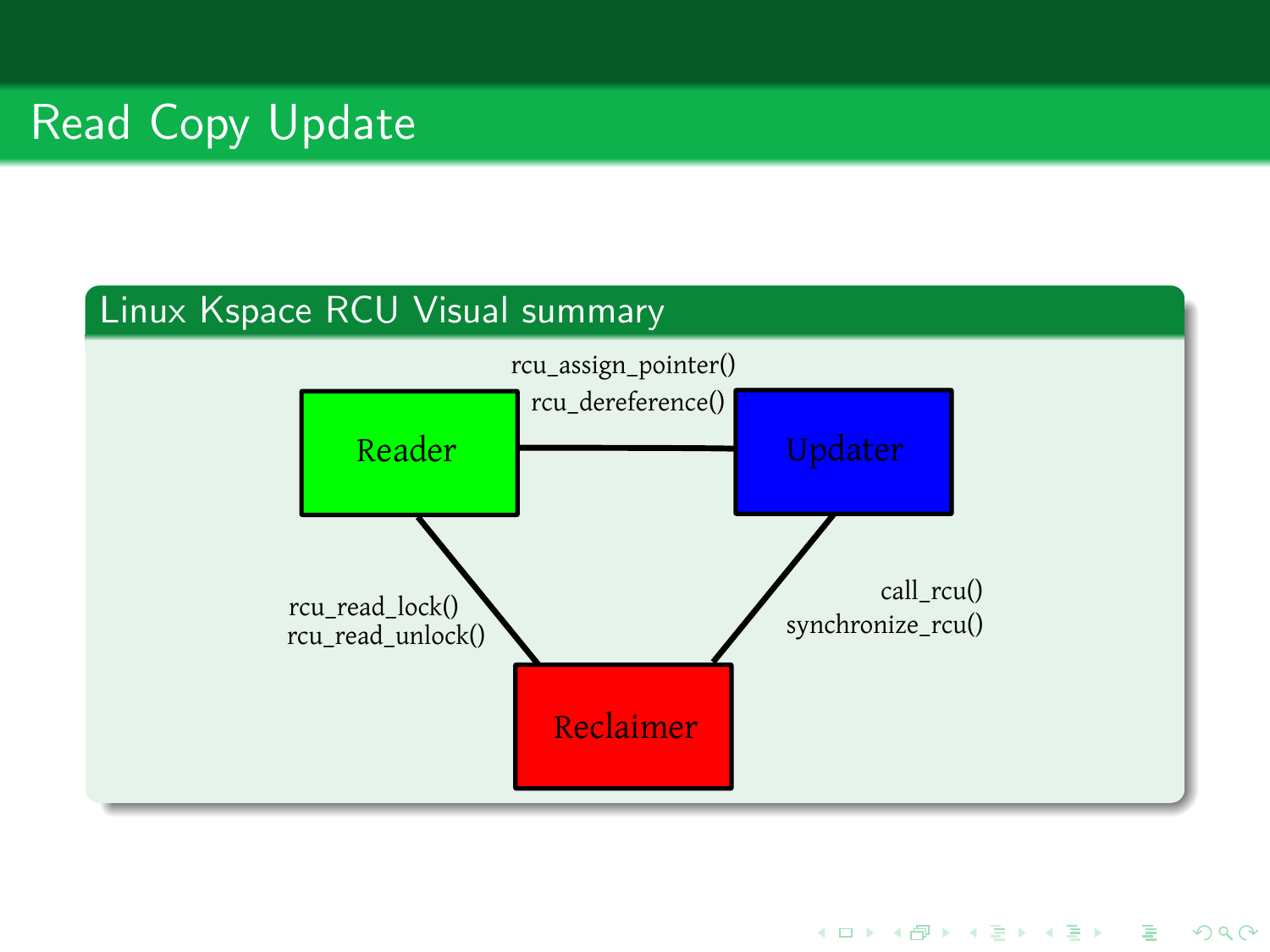# Read Copy Update

## Linux Kspace RCU Visual summary

Reader

Updater

Reclaimer

rcu_assign_pointer()
rcu_dereference()

rcu_read_lock()
rcu_read_unlock()

call_rcu()
synchronize_rcu()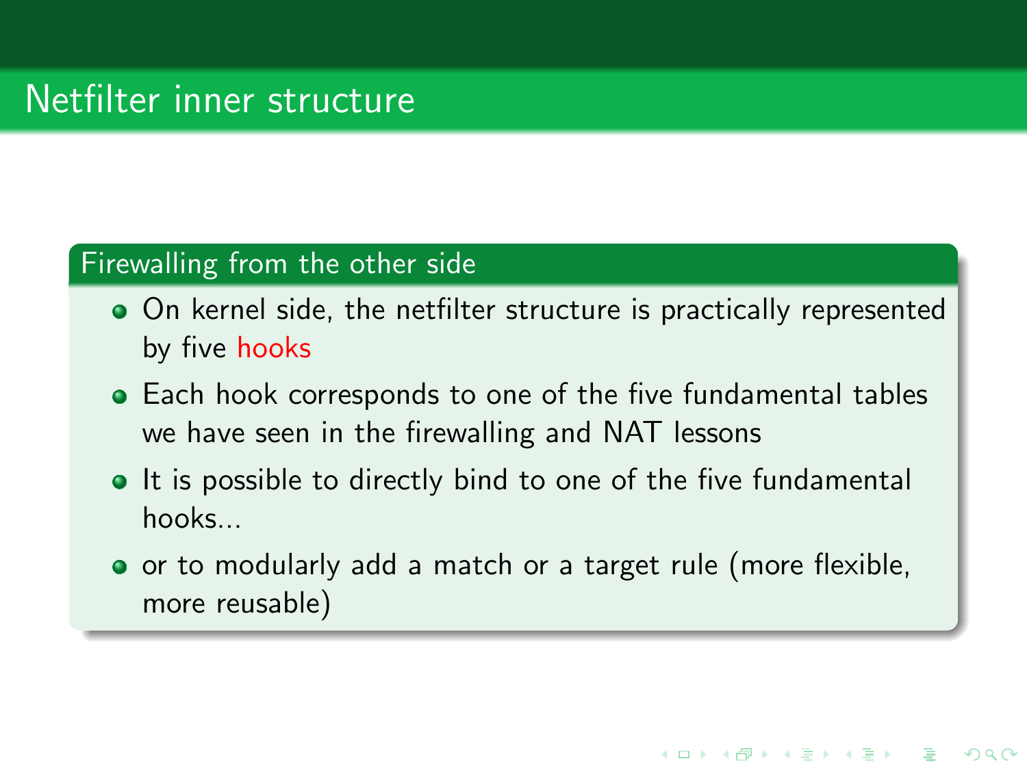# Netfilter inner structure

## Firewalling from the other side

- On kernel side, the netfilter structure is practically represented by five hooks
- Each hook corresponds to one of the five fundamental tables we have seen in the firewalling and NAT lessons
- It is possible to directly bind to one of the five fundamental hooks...
- or to modularly add a match or a target rule (more flexible, more reusable)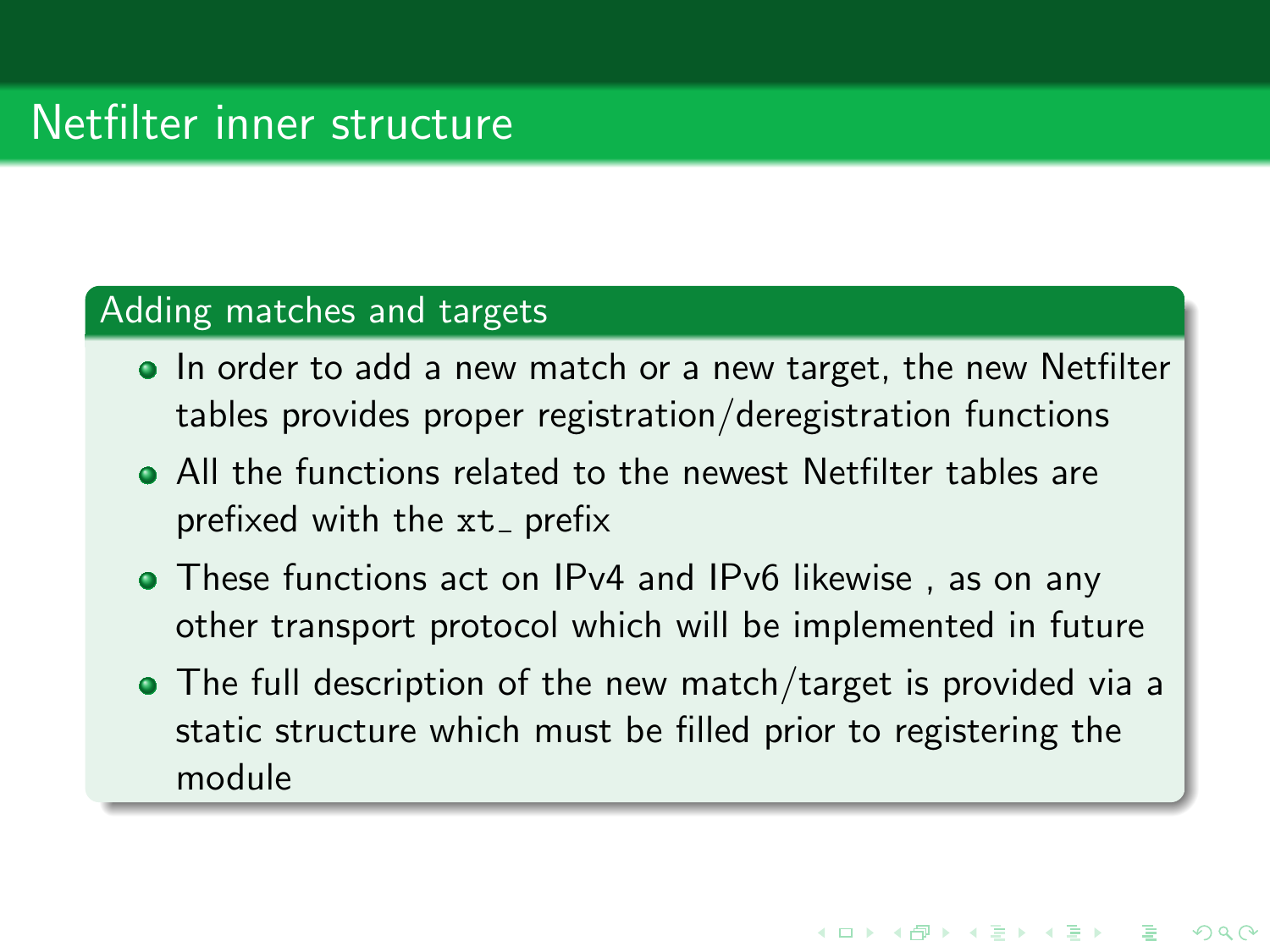# Netfilter inner structure

## Adding matches and targets

- In order to add a new match or a new target, the new Netfilter tables provides proper registration/deregistration functions
- All the functions related to the newest Netfilter tables are prefixed with the `xt_` prefix
- These functions act on IPv4 and IPv6 likewise , as on any other transport protocol which will be implemented in future
- The full description of the new match/target is provided via a static structure which must be filled prior to registering the module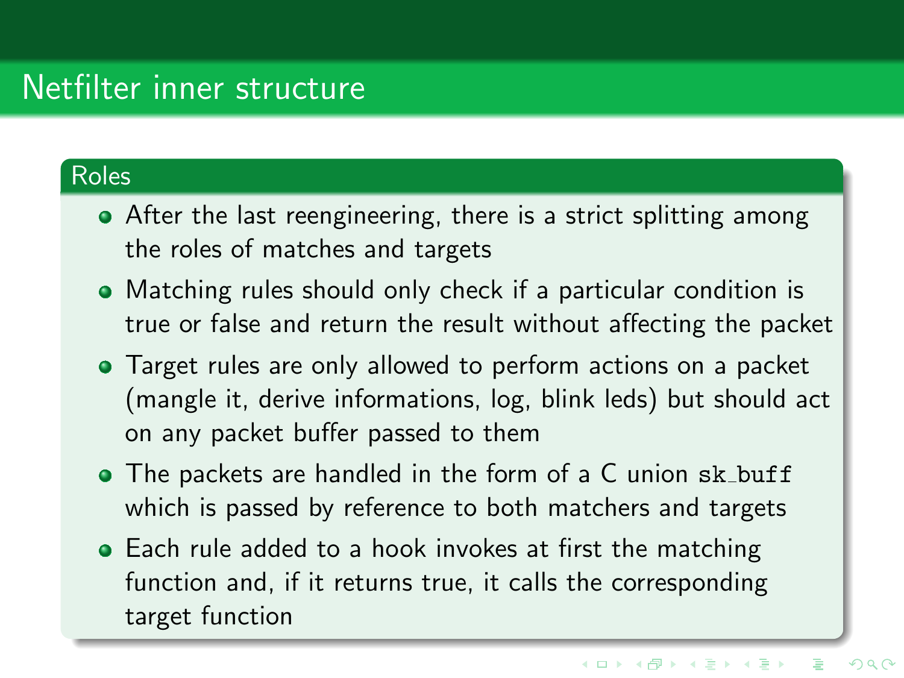# Netfilter inner structure

## Roles

- After the last reengineering, there is a strict splitting among the roles of matches and targets
- Matching rules should only check if a particular condition is true or false and return the result without affecting the packet
- Target rules are only allowed to perform actions on a packet (mangle it, derive informations, log, blink leds) but should act on any packet buffer passed to them
- The packets are handled in the form of a C union `sk_buff` which is passed by reference to both matchers and targets
- Each rule added to a hook invokes at first the matching function and, if it returns true, it calls the corresponding target function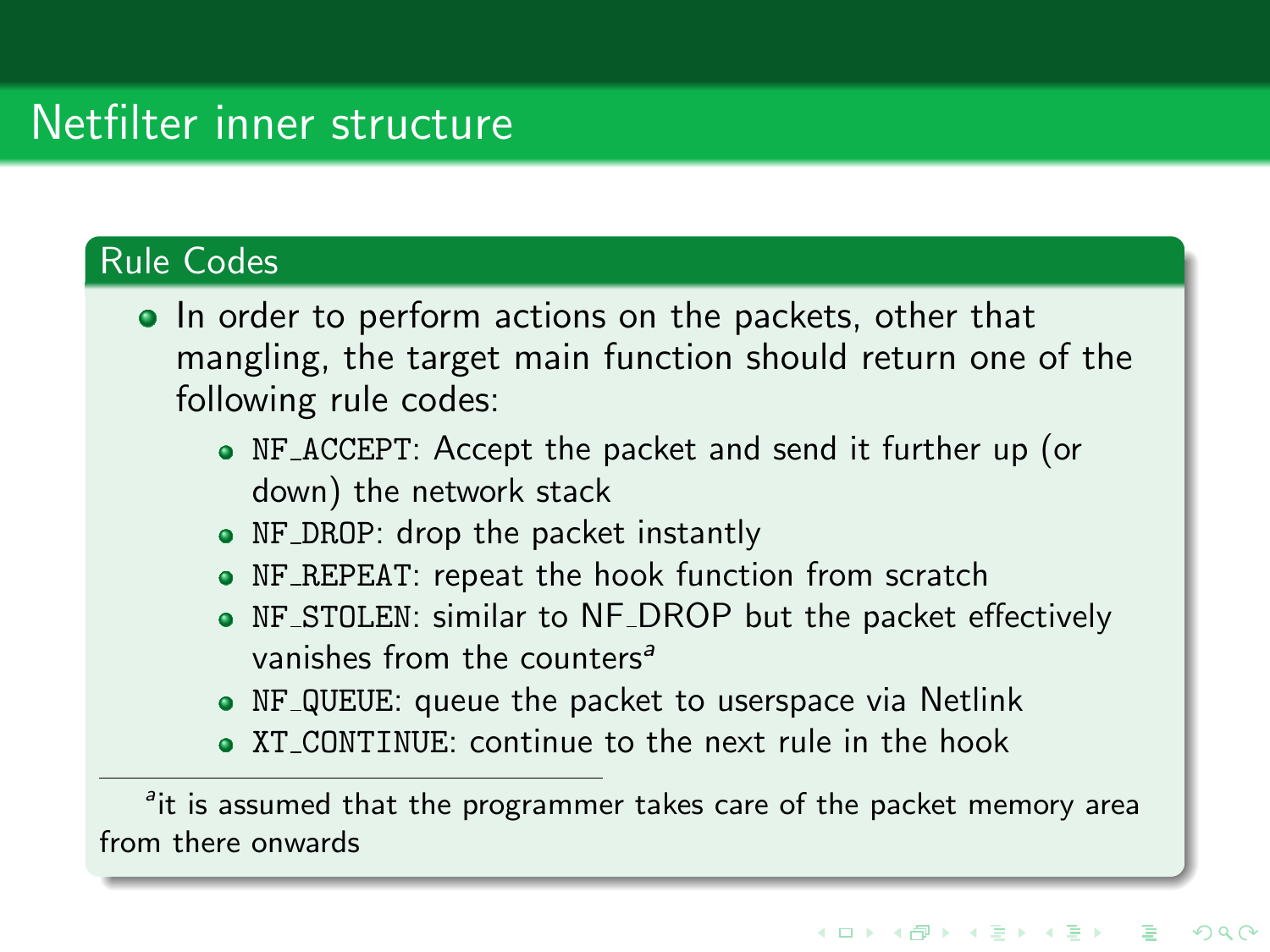# Netfilter inner structure

## Rule Codes

- In order to perform actions on the packets, other that mangling, the target main function should return one of the following rule codes:
  - `NF_ACCEPT`: Accept the packet and send it further up (or down) the network stack
  - `NF_DROP`: drop the packet instantly
  - `NF_REPEAT`: repeat the hook function from scratch
  - `NF_STOLEN`: similar to NF_DROP but the packet effectively vanishes from the counters[a]
  - `NF_QUEUE`: queue the packet to userspace via Netlink
  - `XT_CONTINUE`: continue to the next rule in the hook

[a] it is assumed that the programmer takes care of the packet memory area from there onwards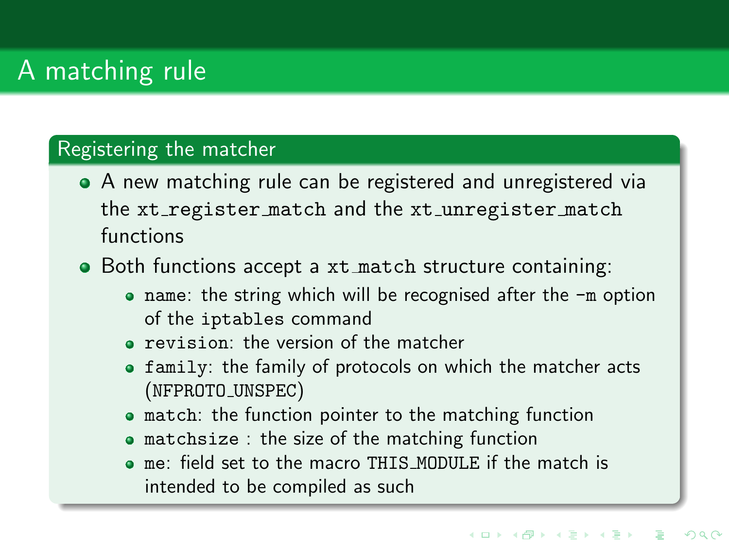# A matching rule

## Registering the matcher

- A new matching rule can be registered and unregistered via the `xt_register_match` and the `xt_unregister_match` functions
- Both functions accept a `xt_match` structure containing:
  - `name`: the string which will be recognised after the `-m` option of the `iptables` command
  - `revision`: the version of the matcher
  - `family`: the family of protocols on which the matcher acts (`NFPROTO_UNSPEC`)
  - `match`: the function pointer to the matching function
  - `matchsize` : the size of the matching function
  - `me`: field set to the macro `THIS_MODULE` if the match is intended to be compiled as such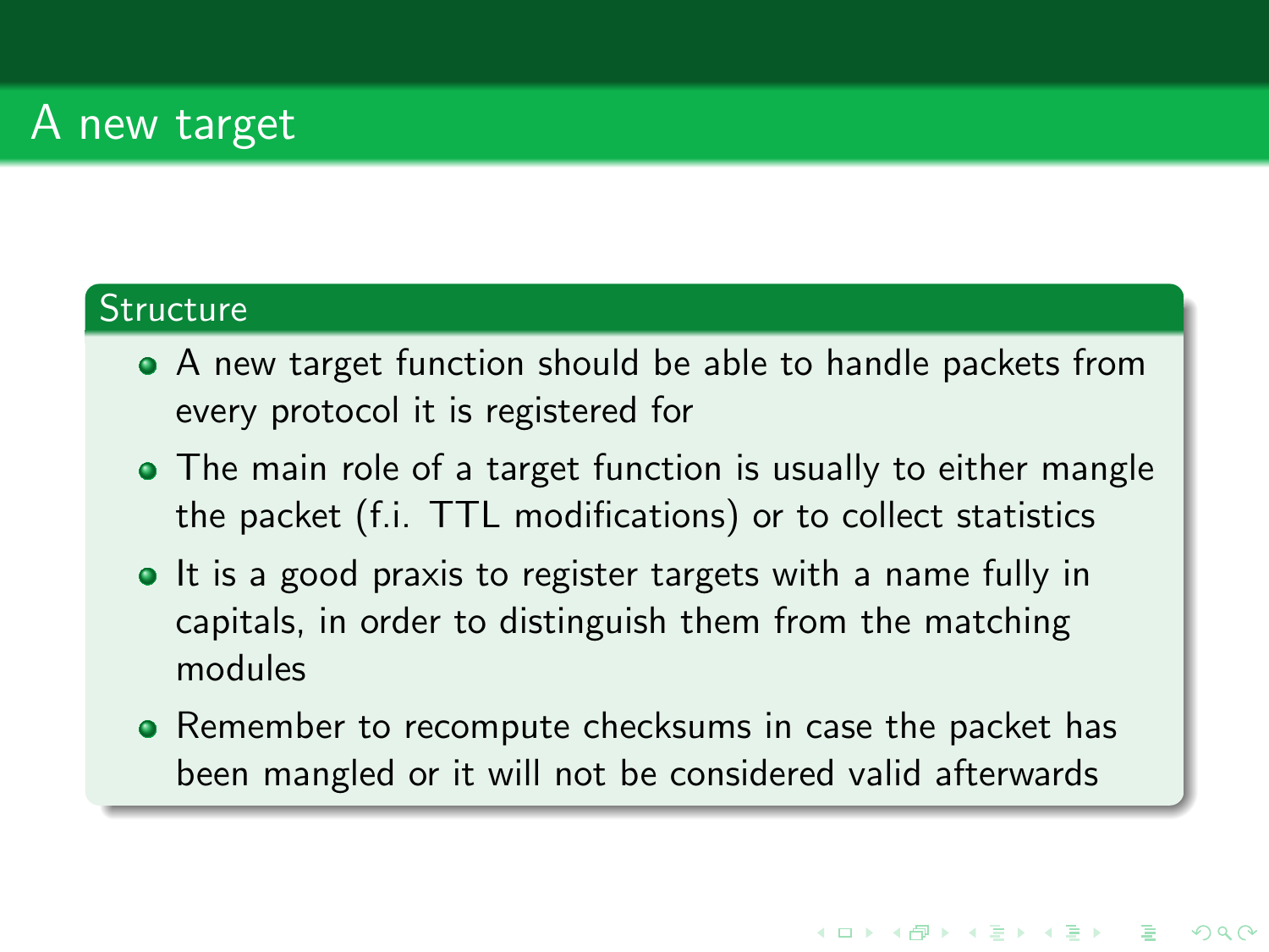# A new target

## Structure

- A new target function should be able to handle packets from every protocol it is registered for
- The main role of a target function is usually to either mangle the packet (f.i. TTL modifications) or to collect statistics
- It is a good praxis to register targets with a name fully in capitals, in order to distinguish them from the matching modules
- Remember to recompute checksums in case the packet has been mangled or it will not be considered valid afterwards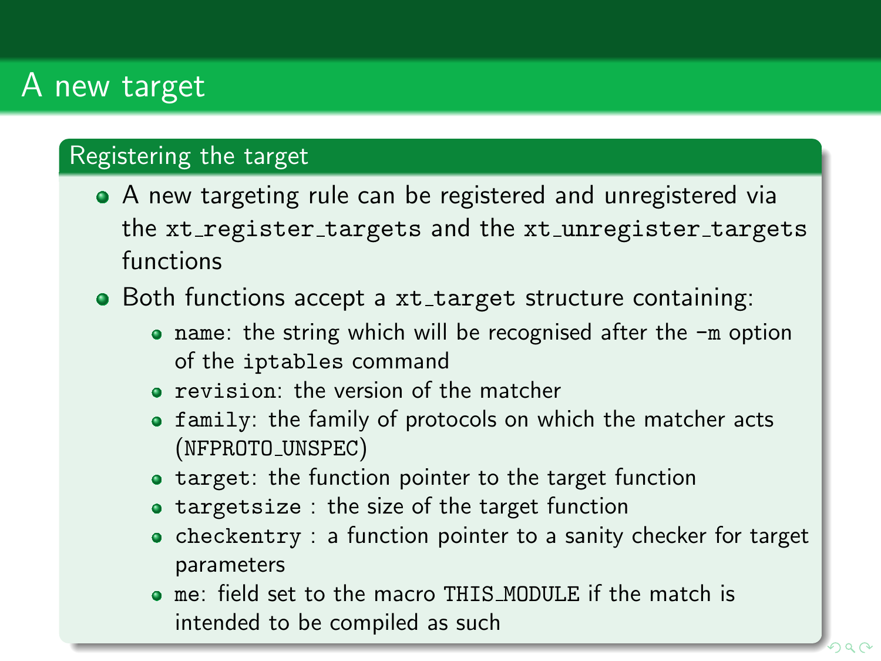# A new target

## Registering the target

- A new targeting rule can be registered and unregistered via the `xt_register_targets` and the `xt_unregister_targets` functions
- Both functions accept a `xt_target` structure containing:
  - `name`: the string which will be recognised after the `-m` option of the `iptables` command
  - `revision`: the version of the matcher
  - `family`: the family of protocols on which the matcher acts (`NFPROTO_UNSPEC`)
  - `target`: the function pointer to the target function
  - `targetsize` : the size of the target function
  - `checkentry` : a function pointer to a sanity checker for target parameters
  - `me`: field set to the macro `THIS_MODULE` if the match is intended to be compiled as such